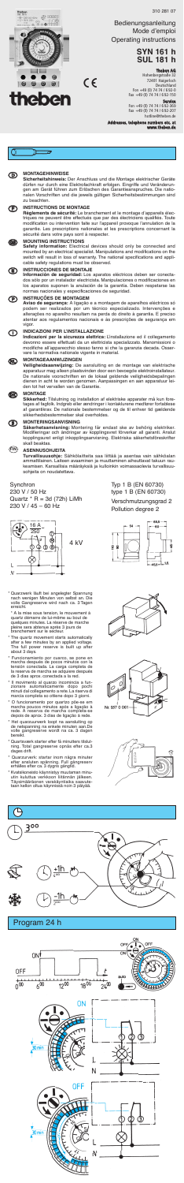310 281 07

Bedienungsanleitung
Mode d'emploi
Operating instructions

# SYN 161 h
# SUL 181 h

**Theben AG**
Hohenbergstraße 32
72401 Haigerloch
Deutschland
Fon +49 (0) 74 74 / 692-0
Fax +49 (0) 74 74 / 692-150

**Service**
Fon +49 (0) 74 74 / 692-369
Fax +49 (0) 74 74 / 692-207
hotline@theben.de

**Addresses, telephone numbers etc. at www.theben.de**

theben

## D MONTAGEHINWEISE

**Sicherheitshinweis:** Der Anschluss und die Montage elektrischer Geräte dürfen nur durch eine Elektrofachkraft erfolgen. Eingriffe und Veränderungen am Gerät führen zum Erlöschen des Garantieanspruches. Die nationalen Vorschriften und die jeweils gültigen Sicherheitsbestimmungen sind zu beachten.

## F INSTRUCTIONS DE MONTAGE

**Règlements de sécurité:** Le branchement et le montage d'appareils électriques ne peuvent être effectués que par des électriciens qualifiés. Toute modification ou intervention faite sur l'appareil provoque l'annulation de la garantie. Les prescriptions nationales et les prescriptions concernant la sécurité dans votre pays sont à respecter.

## GB MOUNTING INSTRUCTIONS

**Safety information:** Electrical devices should only be connected and mounted by an electrical specialist. Manipulations and modifications on the switch will result in loss of warranty. The national specifications and applicable safety regulations must be observed.

## E INSTRUCCIONES DE MONTAJE

**Información de seguridad:** Los aparatos eléctricos deben ser conectados sólo por un instalador electricista. Manipulaciones o modificaciones en los aparatos suponen la anulación de la garantía. Deben respetarse las normas nacionales y especificaciones de seguridad.

## P INSTRUÇÕES DE MONTAGEM

**Aviso de segurança:** A ligação e a montagem de aparelhos eléctricos só podem ser realizados por um técnico especializado. Intervenções e alterações no aparelho resultam na perda do direito à garantia. É preciso alertar aos regulamentos nacionais e às prescrições de segurança em vigor.

## I INDICAZIONI PER L'INSTALLAZIONE

**Indicazioni per la sicurezza elettrica:** L'installazione ed il collegamento devono essere effettuati da un elettricista specializzato. Manomissioni o modifiche all'apparecchio fanno venir meno la garanzia decade. Osservare le normative nazionale vigente in materiali.

## NL MONTAGEAANWIJZINGEN

**Veiligheidsaanwijzing:** De aansluiting en de montage van elektrische apparatuur mag alleen plaatsvinden door een bevoegde elektrotechnicus. De nationale voorschriften en de lokaal geldende veiligheidsbepalingen dienen in acht te worden genomen. Aanpassingen en aan apparatuur leiden tot het vervallen van de Garantie.

## DK MONTAGE

**Sikkerhed:** Tilslutning og installation af elektriske apparater må kun foretages af fagfolk. Indgreb eller ændringer i kontakturene medfører fortabelse af garantien. De nationale bestemmelser og de til enhver tid gældende sikkerhedsbestemmelser skal overholdes.

## S MONTERINGSANVISNING

**Säkerhetsanvisning:** Montering får endast ske av behörig elektriker. Modifieringar och ändringar av kopplingsuret förverkar all garanti. Anslut kopplingsuret enligt inkopplingsanvisning. Elektriska säkerhetsföreskrifter skall beaktas.

## FIN ASENNUSOHJEITA

**Turvallisuusohje:** Sähkölaitteita saa liittää ja asentaa vain sähköalan ammattilainen. Laitteen avaaminen ja muuttaminen aiheuttavat takuun raukeamisen. Kansallisia määräyksiä ja kulloinkin voimassaolevia turvallisuusohjeita on noudatettava.

Synchron
230 V / 50 Hz
Quartz * R = 3d (72h) LiMh
230 V / 45 – 60 Hz

Typ 1 B (EN 60730)
type 1 B (EN 60730)

Verschmutzungsgrad 2
Pollution degree 2

16 A 250 ~ 4 kV

\* Quarzwerk läuft bei angelegter Spannung nach wenigen Minuten von selbst an. Die volle Gangreserve wird nach ca. 3 Tagen erreicht.

\* A la mise sous tension, le mouvement à quartz démarre de lui-même au bout de quelques minutes. La réserve de marche pleine sera atteinte après 3 jours de branchement sur le secteur.

\* The quartz movement starts automatically after a few minutes by an applied voltage. The full power reserve is built up after about 3 days.

\* Funcionamiento por cuarzo, se pone en marcha después de pocos minutos con la tensión conectada. La carga completa de la reserva de marcha se adquiere después de 3 días aprox. conectada a la red.

\* O movimento al quarzo incomincia a funzionare automaticamente dopo pochi minuti dal collegamento a rete. La riserva di marcia completa so ottiene dopo 3 giorni.

\* O funcionamento por quartzo põe-se em marcha poucos minutos após a ligação à rede. A reserva de marcha completa-se depois de aprox. 3 dias de ligação à rede.

\* Het quarzuurwerk loopt na aansluiting op de netspanning na enkele minuten aan. De volle gangreserve wordt na ca. 3 dagen bereikt.

\* Quartsværk starter efter få minutters tilslutning. Total gangreserve opnås efter ca. 3 dages drift.

\* Quarzurverk: startar inom några minuter efter ansluten spänning. Full gangreserv erhålles efter ca. 3 dygns gångtid.

\* Kvartsikoneisto käynnistyy muutaman minuutin kuluttua verkkoon liitännän jälkeen. Täysimääräinen varakäyntiaika saavutetaan kellon ollus käynnissä noin 3 päivää.

Nr. 907 0 061

3:00

+1h

–1h

## Program 24 h

ON / OFF

0:00, 6:00, 12:00, 18:00, 24:00

auto

ON

OFF

8 min

L N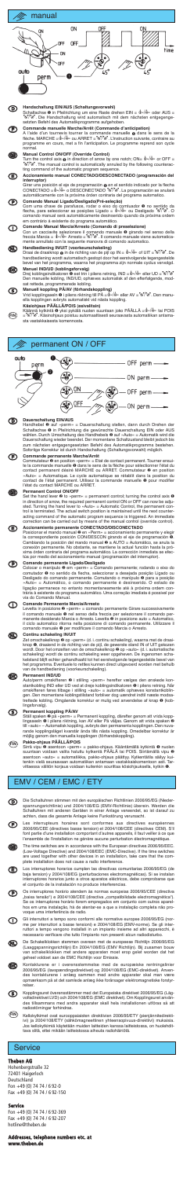# manual

**Handschaltung EIN/AUS (Schaltungsvorwahl)**
Schaltschieber ❶ in Pfeilrichtung um eine Raste drehen EIN ⊛ oder AUS ○ "◎/◎". Die nächste Schaltung ab Schaltprogramm wird durch die gewählte Schaltung aufgehoben.

**Commande manuelle Marche/Arrêt (Commande d'anticipation)**
A l'aide d'un tournevis tourner la commande manuelle ❶ dans le sens de la flèche. MARCHE ⊛ ou ARRET ○ "◎/◎". L'instruction suivante, comme au programme en cours, met à fin l'anticipation. Le programme reprend son cycle normal.

**Manual Control ON/OFF (Override Control)**
Turn the control axle ❶ in direction of arrow by one notch: ON ⊛ or OFF ○ "◎/◎". The manual control is automatically annuled by the following switching command of the automatic program sequence.

**Accionamiento manual CONECTADO/DESCONECTADO (programación del interruptor)**
Girar una posición el eje de programación ❶ en el sentido indicado por la flecha CONECTADO ⊛ o DESCONECTADO "◎/◎". La programación se anulará automáticamente con la próxima orden contraria del programa automático.

**Comando Manual Ligado/Desligado(Pré-seleção)**
Com uma chave de parafusos, rodar o eixo do comutador ❶ no sentido da flecha, para seleccionar as posições Ligado ⊛ ou Desligado ○ "◎/◎". O comando manual será automaticamente anulado pela próxima instrução contrária do programa automático.

**Comando Manual Marcia/Arresto (Comando di prevalenza)**
Con un cacciavite selezionare il comando manuale ❶ girando nel senso della freccia Marcia ⊛ o Arresto ○ "◎/◎". Il comando manuale viene automaticamente annullato con la seguente manovra di comando automatico.

**Handbediening IN/UIT (voorkeurschakeling)**
Draai de draaias ❶ in de richting van de pijl op IN ⊛ of UIT ○ "◎/◎". De handbediening wordt automatisch geëlimineerd door het eerstvolgende tegengestelde bevel van het programma, waarna het programma zijn normale cyclus vervolgt.

**Manuel IND/UD (koblingsforvalg)**
Drej koblingsindikatoren ❶ et hak i pilens retning, IND ⊛ eller UD ○ "◎/◎". Den manuelle kobling, IND/UD, ophæves automatisk af den efterfølgende, modsat rettede, programmerede kobling.

**Manuell koppling PÅ/AV (förhandskoppling)**
Vrid kopplingsaxeln ❶ i pilens riktning till PÅ ⊛ eller AV ○ "◎/◎". Den manuella kopplingen avbryts automatiskt vid nästa koppling.

**Käsikytkin PÄÄLLÄ/POIS (esivalinta)**
Käännä kytkintä ❶ yksi pykälä nuolen suuntaan joko PÄÄLLÄ ⊛ tai POIS ○ "◎/◎". Käsinohjaus poistuu automaattisesti seuraavasta automaattisen ohjelman vaihtokäskystä.

# permanent ON / OFF

**Dauerschaltung EIN/AUS**
Handhebel ❷ auf »perm« = Dauerschaltung stellen, dann durch Drehen der Schaltachse ❶ in Pfeilrichtung die gewünschte Dauerschaltung EIN oder AUS wählen. Durch Umschaltung des Handhebels ❷ auf »Auto« = Automatik wird die Dauerschaltung wieder beendet und die Uhr schaltet automatisch bei der nächsten nächsten entgegengesetzten Befehl des Automatikprogramms beziehen. Sofortige Korrektur ist durch Handschaltung (Schaltungsvorwahl) möglich.

**Commande permanente Marche/Arrêt**
Commutateur ❷ en position »perm« = État de contact permanent. Tourner ensuite la commande manuelle ❶ dans le sens de la flèche pour sélectionner l'état du contact permanent désiré MARCHE ou ARRET. Commutateur ❷ en position »Auto« = Automatique. Le cycle automatique se rétablit dans la position où l'état de contact permanent. Utiliser la commande manuelle ❶ pour modifier l'état du contact MARCHE ou ARRET.

**Permanent Control ON/OFF**
Set the hand lever ❷ to »perm« = permanent control; turning the control axle ❶ in direction of arrow, the required permanent control ON or OFF can now be adjusted. Turning the hand lever ❷ to »Auto« = Automatic Control, the permanent control is terminated. The actual switch position is maintained until the next counteracting command of the automatic program sequence is triggered. An immediate correction can be carried out by means of the manual control (override control).

**Accionamiento permanente CONECTADO/DESCONECTADO**
Posicionar el mando manual ❷ en »Perm« = accionamiento permanente y elegir la correspondiente posición CON/DESCON girando el eje de programación ❶. Cambiando la posición del mando manual ❷ a AUTO = Automático, se anula la conexión permanente. No obstante, se mantiene la actual función hasta la próxima orden contraria del programa automático. La corrección inmediata se efectúa por medio del accionamiento manual (programación del interruptor).

**Comando permanente Ligado/Desligado**
Colocar a manípula ❷ em »perm« = Comando permanente; rodando o eixo do comutador ❶ no sentido da flecha, seleccionar a desejada posição Ligado ou Desligado do comando permanente. Comutando a manípula ❷ para a posição »Auto« = Automático, o comando permanente é anulado. A condição actual de ligação permanece no entanto momentaneamente até à próxima ordem contrária à existente do programa automático. Uma correção imediata é possível por via do Comando Manual.

**Comando Permanente Marcia/Arresto**
Levetta in posizione ❷ »perm« = comando permanente Girare successivamente il comando manuale ❶ nel senso della freccia per selezionare il comando permanente desiderato Marcia o Arresto. Levetta ❷ in posizione auto = Automatico, il ciclo automatico ritorna nella posizione di comando permanente. Utilizzare il comando manuale ❶ per modificare il comando Marcia o Arresto.

**Continu schakeling IN/UIT**
Zet omschakelknop ❷ op »perm« (d.i. continu schakeling), waarna met de draaiknop ❶, draaiend in de richting van de pijl, de gewenste stand IN of UIT gekozen wordt. Door het omzetten van de omschakelknop ❷ op »auto« (d.i. automatische schakeling) wordt de continu schakeling weer opgeheven. De ingenomen schakelstand blijft echter behouden tot het eerstvolgende tegengestelde bevel van het programma. Eventueel te refites kunnen direct uitgevoerd worden met behulp van de handbediening (voorkeurschakeling).

**Permanent IND/UD**
Autoperm omskifteren ❷ i stilling »perm« herefter vælges den ønskede konstantkobling IND eller UD ved at dreje koblingsindikatoren ❶ i pilens retning. Når omskifteren føres tilbage i stilling »auto« = automatik ophæves konstantkoblingen. Den momentane koblingstilstand forbliver dog uændret indtil næste modsatrettede kobling. Omgående korrektur er mulig ved anvendelse af knap ❶ (koblingsforvalg).

**Permanent koppling PÅ/AV**
Ställ spaken ❷ på »perm« = Permanent koppling, därefter genom att vrida kopplingsaxeln ❶ i pilens riktning, kan AV eller PÅ väljas. Genom att vrida spaken ❷ till »auto« = Automatisk koppling, kommer den permanenta kopplingen att upphöra, men nande kopplingsläget kvarstår ända tills nästa koppling. Omedelbar korrektur är möjlig genom den manuella kopplingen (förhandskoppling).

**Pakko-ohjaus PÄÄLLÄ/POIS**
Siirrä vipu ❷ asentoon »perm« = pakko-ohjaus. Kiääntämällä kytkintä ❶ nuolen suuntaan voidaan valita haluttu kytkentä PÄÄLLÄ tai POIS. Siirtämällä vipu ❷ asentoon »auto« = automatiikka, pakko-ohjaus päättyy. Kytkentätila säilyy kuitenkin vielä seuraavaan automaattisen ohjelman vaihtokäskynmuutoon asti. Tarvittaessa välitön korjaus voidaan tehdään suorittaa käsiohjauksella, kytkin ❶.

# EMV / CEM / EMC / ETY

Die Schaltuhren stimmen mit den europäischen Richtlinien 2006/95/EG (Niederspannungsrichtlinie) und 2004/108/EG (EMV-Richtlinie) überein. Werden die Schaltuhren mit anderen Geräten in einer Anlage verwendet, so ist darauf zu achten, dass die gesamte Anlage keine Funkstörung verursacht.

Les interrupteurs horaires sont conformes aux directives européennes 2006/95/CEE (directives basse tension) et 2004/108/CEE (directives CEM). S'il font partie d'une installation comportant d'autres appareils, il faut veiller à ce que l'ensemble de l'installation ne génère aucune perturbation électromagnétique.

The time switches are in accordance with the European directive 2006/95/EC (Low-Voltage Directive) and 2004/108/EC (EMC-Directive). If the time switches are used together with other devices in an installation, take care that the complete installation does not cause a radio interference.

Los interruptores horarios cumplen las directivas comunitarias 2006/95/CE (de baja tensión) y 2004/108/CE (perturbaciones electromagnéticas). Si se instalan interruptores horarios junto a otros aparatos eléctricos, debe comprobarse que el conjunto de la instalación no produce interferencias.

Os interruptores horário atendem às normas europeias 2006/95/CEE (directiva „baixa tensão") e 2004/108/CE (directiva „compatibilidade electromagnética"). Se os interruptores horário forem empregados em conjunto com outros aparelhos em uma instalação, há de atentar-se a que a instalação completa não provoque uma interferência de rádio.

Gli interruttori a tempo sono conformi alla direttive europee 2006/95/EG (norme per interruttori a basse tensioni) e 2004/108/EG (EMV-norme). Se gli interruttori a tempo vengono installati in un impianto insieme ad altri apparecchi, è necessario verificare che tutto l'impianto non presenti alcun radio-disturbo.

De Schakelklokken stemmen overeen met de europese Richtlijn 2006/95/EG (Laagspanningsrichtlijn) En 2004/108/EG (EMV Richtlijn). Bij zusamen bouw van schakelklokken met andere apparaten moet erop gelet worden dat het geheel voldoet aan de EMC Richtlijn voor Emissie.

Kontakturene er i overensstemmelse med de europæiske retningslinier 2006/95/EG (lavspændingsdirektivet) og 2004/108/EG (EMC-direktivet). Anvendes kontakturene i anlæg sammen med andre apparater skal man være opmærksom på at det samlede anlæg ikke forårsager elektromagnetiske forstyrrelser.

Kopplingsuret överensstämmer med det Europeiska direktivet 2006/95/EG (Lågvoltsdirektivet LVD) och 2004/108/EG (EMC direktivet). Om kopplingsuret används tillsammans med andra apparater skall hela installationen utföras så att radiostörningar förhindras.

Kellokytkimet ovat eurooppalaisten direktiivien 2006/95/ETY (pienjännitedirektiivi) ja 2004/108/ETY (sähkömagneettinen yhteensopivuusdirektiivi) mukaisia. Jos kellokytkimiä käytetään muiden laitteiden kanssa laitteistossa, on huolehdittava siitä, ettei mikään laitteistossa aiheuta radiohäiriöitä.

# Service

**Theben AG**
Hohenbergstraße 32
72401 Haigerloch
Deutschland
Fon +49 (0) 74 74 / 692-0
Fax +49 (0) 74 74 / 692-150

**Service**
Fon +49 (0) 74 74 / 692-369
Fax +49 (0) 74 74 / 692-207
hotline@theben.de

**Addresses, telephone numbers etc. at www.theben.de**